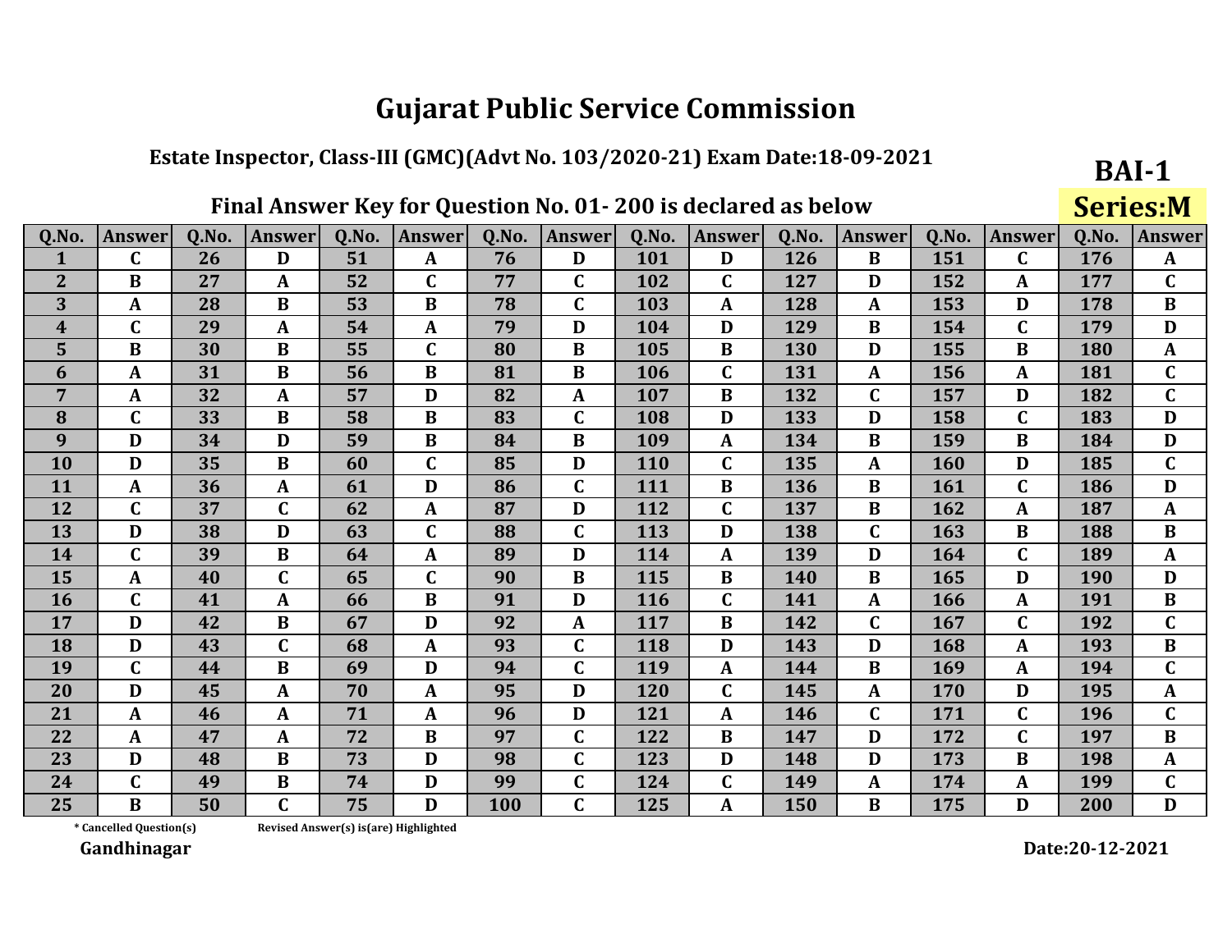# Gujarat Public Service Commission

## Estate Inspector, Class-III (GMC)(Advt No. 103/2020-21) Exam Date:18-09-2021

**BAI-1**

**Series:M**

### Final Answer Key for Question No. 01- 200 is declared as below

| Q.No. | Answer | Q.No. | Answer | Q.No. | Answer | Q.No. | Answer | Q.No. | Answer | Q.No. | Answer | Q.No. | Answer | Q.No. | Answer |
|---|---|---|---|---|---|---|---|---|---|---|---|---|---|---|---|
| 1 | C | 26 | D | 51 | A | 76 | D | 101 | D | 126 | B | 151 | C | 176 | A |
| 2 | B | 27 | A | 52 | C | 77 | C | 102 | C | 127 | D | 152 | A | 177 | C |
| 3 | A | 28 | B | 53 | B | 78 | C | 103 | A | 128 | A | 153 | D | 178 | B |
| 4 | C | 29 | A | 54 | A | 79 | D | 104 | D | 129 | B | 154 | C | 179 | D |
| 5 | B | 30 | B | 55 | C | 80 | B | 105 | B | 130 | D | 155 | B | 180 | A |
| 6 | A | 31 | B | 56 | B | 81 | B | 106 | C | 131 | A | 156 | A | 181 | C |
| 7 | A | 32 | A | 57 | D | 82 | A | 107 | B | 132 | C | 157 | D | 182 | C |
| 8 | C | 33 | B | 58 | B | 83 | C | 108 | D | 133 | D | 158 | C | 183 | D |
| 9 | D | 34 | D | 59 | B | 84 | B | 109 | A | 134 | B | 159 | B | 184 | D |
| 10 | D | 35 | B | 60 | C | 85 | D | 110 | C | 135 | A | 160 | D | 185 | C |
| 11 | A | 36 | A | 61 | D | 86 | C | 111 | B | 136 | B | 161 | C | 186 | D |
| 12 | C | 37 | C | 62 | A | 87 | D | 112 | C | 137 | B | 162 | A | 187 | A |
| 13 | D | 38 | D | 63 | C | 88 | C | 113 | D | 138 | C | 163 | B | 188 | B |
| 14 | C | 39 | B | 64 | A | 89 | D | 114 | A | 139 | D | 164 | C | 189 | A |
| 15 | A | 40 | C | 65 | C | 90 | B | 115 | B | 140 | B | 165 | D | 190 | D |
| 16 | C | 41 | A | 66 | B | 91 | D | 116 | C | 141 | A | 166 | A | 191 | B |
| 17 | D | 42 | B | 67 | D | 92 | A | 117 | B | 142 | C | 167 | C | 192 | C |
| 18 | D | 43 | C | 68 | A | 93 | C | 118 | D | 143 | D | 168 | A | 193 | B |
| 19 | C | 44 | B | 69 | D | 94 | C | 119 | A | 144 | B | 169 | A | 194 | C |
| 20 | D | 45 | A | 70 | A | 95 | D | 120 | C | 145 | A | 170 | D | 195 | A |
| 21 | A | 46 | A | 71 | A | 96 | D | 121 | A | 146 | C | 171 | C | 196 | C |
| 22 | A | 47 | A | 72 | B | 97 | C | 122 | B | 147 | D | 172 | C | 197 | B |
| 23 | D | 48 | B | 73 | D | 98 | C | 123 | D | 148 | D | 173 | B | 198 | A |
| 24 | C | 49 | B | 74 | D | 99 | C | 124 | C | 149 | A | 174 | A | 199 | C |
| 25 | B | 50 | C | 75 | D | 100 | C | 125 | A | 150 | B | 175 | D | 200 | D |

* Cancelled Question(s)    Revised Answer(s) is(are) Highlighted

**Gandhinagar**

**Date:20-12-2021**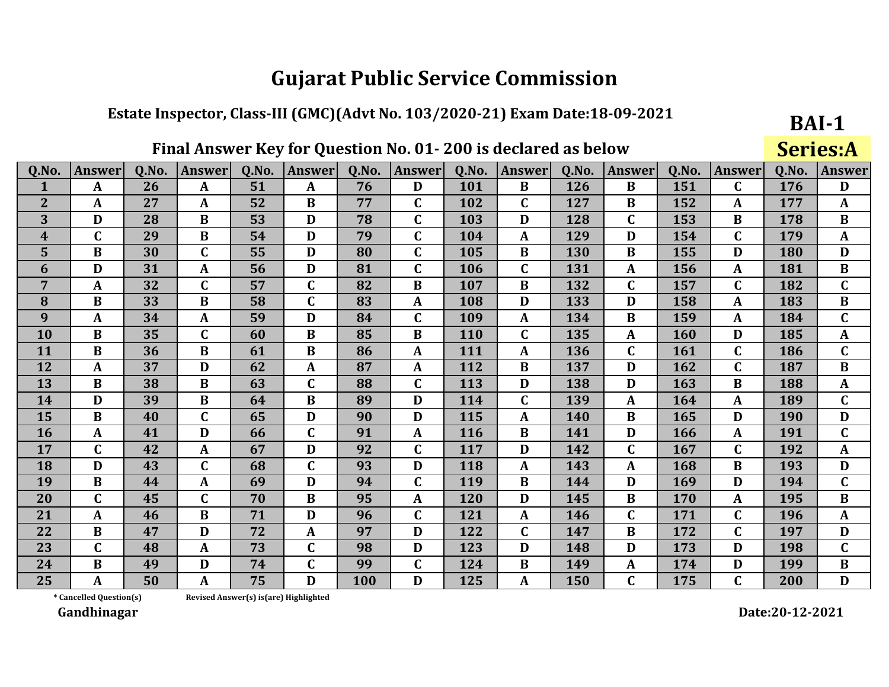# Gujarat Public Service Commission

### Estate Inspector, Class-III (GMC)(Advt No. 103/2020-21) Exam Date:18-09-2021

**BAI-1**

**Series:A**

### Final Answer Key for Question No. 01- 200 is declared as below

| Q.No. | Answer | Q.No. | Answer | Q.No. | Answer | Q.No. | Answer | Q.No. | Answer | Q.No. | Answer | Q.No. | Answer | Q.No. | Answer |
|---|---|---|---|---|---|---|---|---|---|---|---|---|---|---|---|
| 1 | A | 26 | A | 51 | A | 76 | D | 101 | B | 126 | B | 151 | C | 176 | D |
| 2 | A | 27 | A | 52 | B | 77 | C | 102 | C | 127 | B | 152 | A | 177 | A |
| 3 | D | 28 | B | 53 | D | 78 | C | 103 | D | 128 | C | 153 | B | 178 | B |
| 4 | C | 29 | B | 54 | D | 79 | C | 104 | A | 129 | D | 154 | C | 179 | A |
| 5 | B | 30 | C | 55 | D | 80 | C | 105 | B | 130 | B | 155 | D | 180 | D |
| 6 | D | 31 | A | 56 | D | 81 | C | 106 | C | 131 | A | 156 | A | 181 | B |
| 7 | A | 32 | C | 57 | C | 82 | B | 107 | B | 132 | C | 157 | C | 182 | C |
| 8 | B | 33 | B | 58 | C | 83 | A | 108 | D | 133 | D | 158 | A | 183 | B |
| 9 | A | 34 | A | 59 | D | 84 | C | 109 | A | 134 | B | 159 | A | 184 | C |
| 10 | B | 35 | C | 60 | B | 85 | B | 110 | C | 135 | A | 160 | D | 185 | A |
| 11 | B | 36 | B | 61 | B | 86 | A | 111 | A | 136 | C | 161 | C | 186 | C |
| 12 | A | 37 | D | 62 | A | 87 | A | 112 | B | 137 | D | 162 | C | 187 | B |
| 13 | B | 38 | B | 63 | C | 88 | C | 113 | D | 138 | D | 163 | B | 188 | A |
| 14 | D | 39 | B | 64 | B | 89 | D | 114 | C | 139 | A | 164 | A | 189 | C |
| 15 | B | 40 | C | 65 | D | 90 | D | 115 | A | 140 | B | 165 | D | 190 | D |
| 16 | A | 41 | D | 66 | C | 91 | A | 116 | B | 141 | D | 166 | A | 191 | C |
| 17 | C | 42 | A | 67 | D | 92 | C | 117 | D | 142 | C | 167 | C | 192 | A |
| 18 | D | 43 | C | 68 | C | 93 | D | 118 | A | 143 | A | 168 | B | 193 | D |
| 19 | B | 44 | A | 69 | D | 94 | C | 119 | B | 144 | D | 169 | D | 194 | C |
| 20 | C | 45 | C | 70 | B | 95 | A | 120 | D | 145 | B | 170 | A | 195 | B |
| 21 | A | 46 | B | 71 | D | 96 | C | 121 | A | 146 | C | 171 | C | 196 | A |
| 22 | B | 47 | D | 72 | A | 97 | D | 122 | C | 147 | B | 172 | C | 197 | D |
| 23 | C | 48 | A | 73 | C | 98 | D | 123 | D | 148 | D | 173 | D | 198 | C |
| 24 | B | 49 | D | 74 | C | 99 | C | 124 | B | 149 | A | 174 | D | 199 | B |
| 25 | A | 50 | A | 75 | D | 100 | D | 125 | A | 150 | C | 175 | C | 200 | D |

* Cancelled Question(s)    Revised Answer(s) is(are) Highlighted

**Gandhinagar**

**Date:20-12-2021**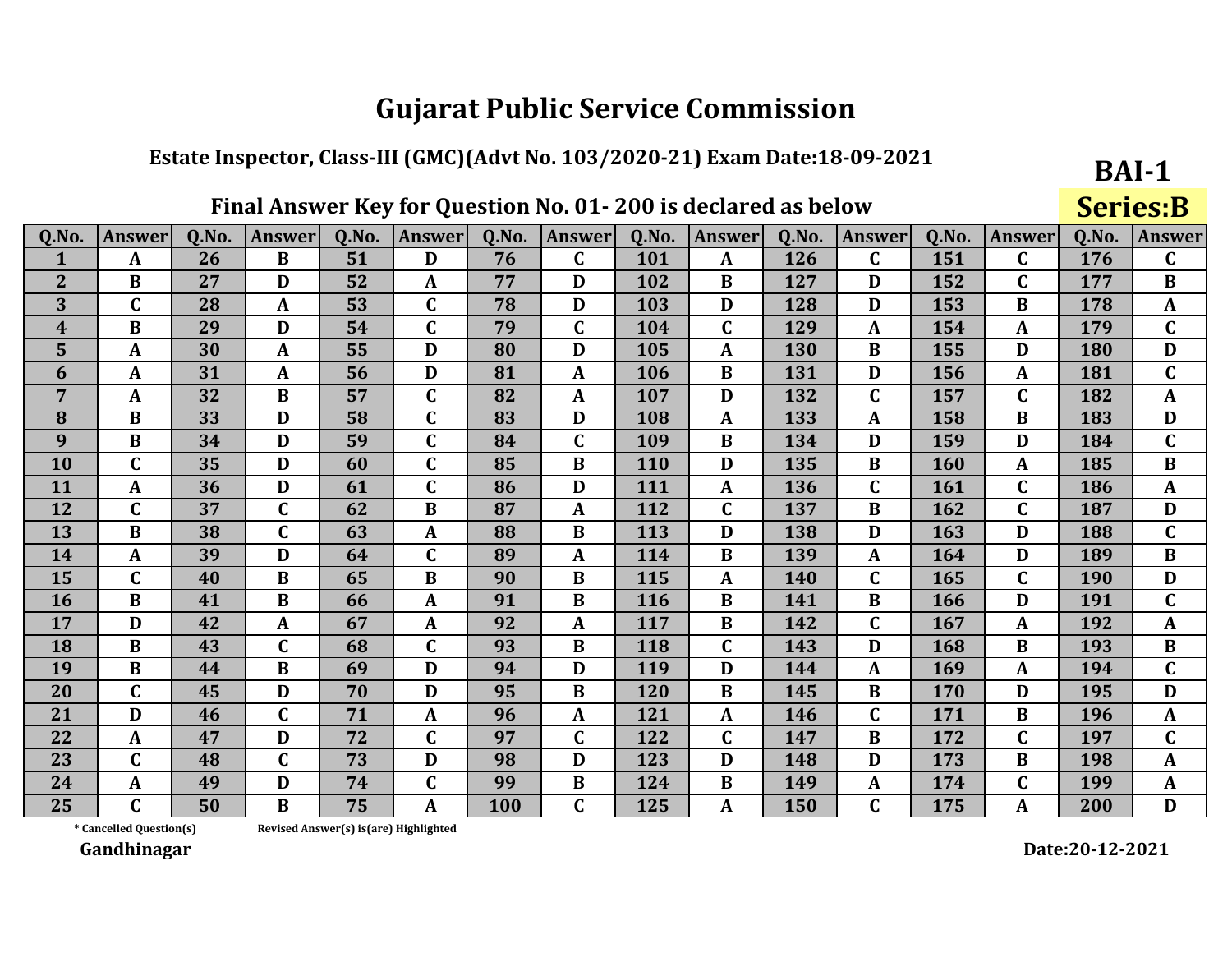# Gujarat Public Service Commission

## Estate Inspector, Class-III (GMC)(Advt No. 103/2020-21) Exam Date:18-09-2021

**BAI-1**

**Series:B**

### Final Answer Key for Question No. 01- 200 is declared as below

| Q.No. | Answer | Q.No. | Answer | Q.No. | Answer | Q.No. | Answer | Q.No. | Answer | Q.No. | Answer | Q.No. | Answer | Q.No. | Answer |
|---|---|---|---|---|---|---|---|---|---|---|---|---|---|---|---|
| 1 | A | 26 | B | 51 | D | 76 | C | 101 | A | 126 | C | 151 | C | 176 | C |
| 2 | B | 27 | D | 52 | A | 77 | D | 102 | B | 127 | D | 152 | C | 177 | B |
| 3 | C | 28 | A | 53 | C | 78 | D | 103 | D | 128 | D | 153 | B | 178 | A |
| 4 | B | 29 | D | 54 | C | 79 | C | 104 | C | 129 | A | 154 | A | 179 | C |
| 5 | A | 30 | A | 55 | D | 80 | D | 105 | A | 130 | B | 155 | D | 180 | D |
| 6 | A | 31 | A | 56 | D | 81 | A | 106 | B | 131 | D | 156 | A | 181 | C |
| 7 | A | 32 | B | 57 | C | 82 | A | 107 | D | 132 | C | 157 | C | 182 | A |
| 8 | B | 33 | D | 58 | C | 83 | D | 108 | A | 133 | A | 158 | B | 183 | D |
| 9 | B | 34 | D | 59 | C | 84 | C | 109 | B | 134 | D | 159 | D | 184 | C |
| 10 | C | 35 | D | 60 | C | 85 | B | 110 | D | 135 | B | 160 | A | 185 | B |
| 11 | A | 36 | D | 61 | C | 86 | D | 111 | A | 136 | C | 161 | C | 186 | A |
| 12 | C | 37 | C | 62 | B | 87 | A | 112 | C | 137 | B | 162 | C | 187 | D |
| 13 | B | 38 | C | 63 | A | 88 | B | 113 | D | 138 | D | 163 | D | 188 | C |
| 14 | A | 39 | D | 64 | C | 89 | A | 114 | B | 139 | A | 164 | D | 189 | B |
| 15 | C | 40 | B | 65 | B | 90 | B | 115 | A | 140 | C | 165 | C | 190 | D |
| 16 | B | 41 | B | 66 | A | 91 | B | 116 | B | 141 | B | 166 | D | 191 | C |
| 17 | D | 42 | A | 67 | A | 92 | A | 117 | B | 142 | C | 167 | A | 192 | A |
| 18 | B | 43 | C | 68 | C | 93 | B | 118 | C | 143 | D | 168 | B | 193 | B |
| 19 | B | 44 | B | 69 | D | 94 | D | 119 | D | 144 | A | 169 | A | 194 | C |
| 20 | C | 45 | D | 70 | D | 95 | B | 120 | B | 145 | B | 170 | D | 195 | D |
| 21 | D | 46 | C | 71 | A | 96 | A | 121 | A | 146 | C | 171 | B | 196 | A |
| 22 | A | 47 | D | 72 | C | 97 | C | 122 | C | 147 | B | 172 | C | 197 | C |
| 23 | C | 48 | C | 73 | D | 98 | D | 123 | D | 148 | D | 173 | B | 198 | A |
| 24 | A | 49 | D | 74 | C | 99 | B | 124 | B | 149 | A | 174 | C | 199 | A |
| 25 | C | 50 | B | 75 | A | 100 | C | 125 | A | 150 | C | 175 | A | 200 | D |

\* Cancelled Question(s)    Revised Answer(s) is(are) Highlighted

**Gandhinagar**

**Date:20-12-2021**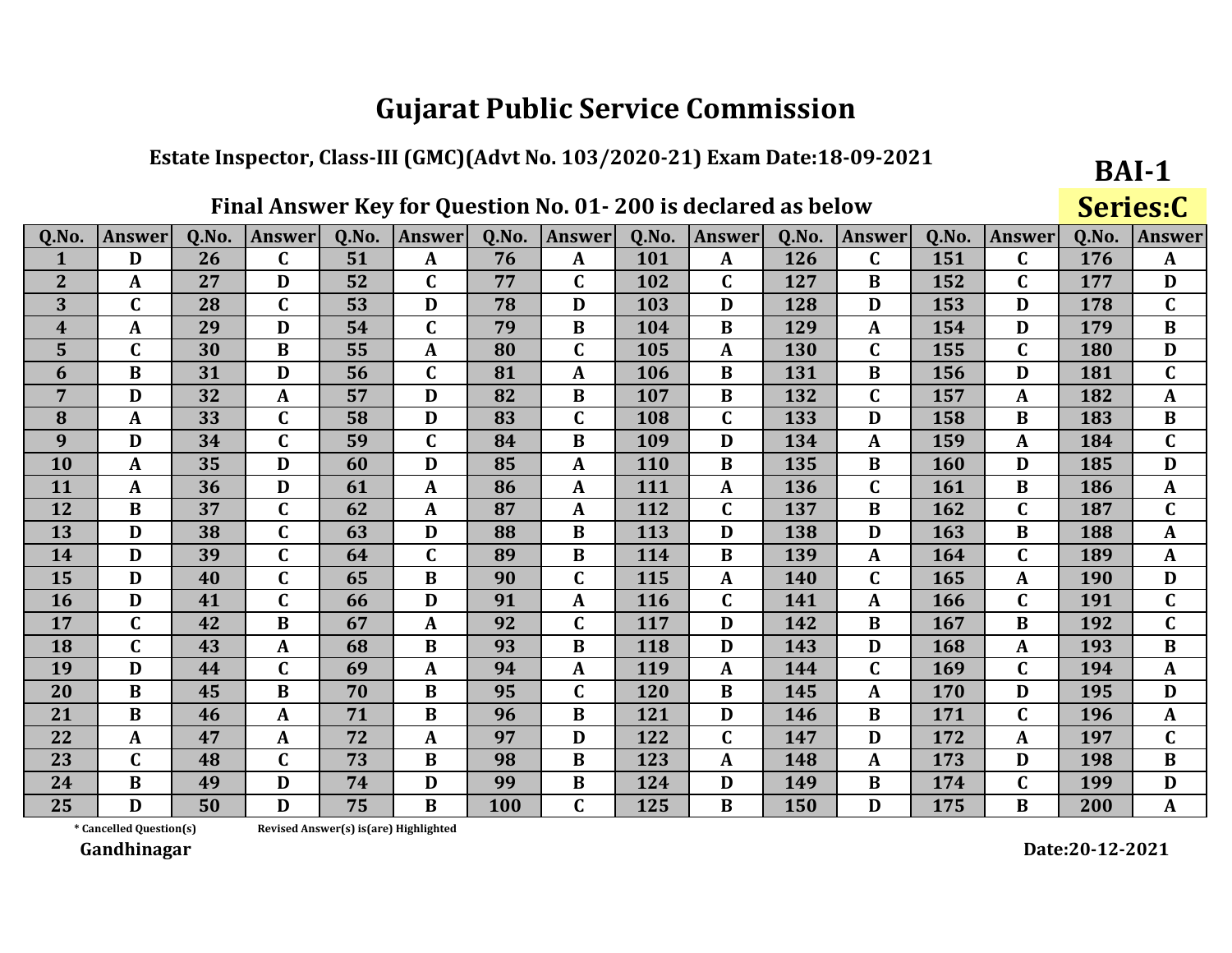# Gujarat Public Service Commission

## Estate Inspector, Class-III (GMC)(Advt No. 103/2020-21) Exam Date:18-09-2021

**BAI-1**

**Series:C**

### Final Answer Key for Question No. 01- 200 is declared as below

| Q.No. | Answer | Q.No. | Answer | Q.No. | Answer | Q.No. | Answer | Q.No. | Answer | Q.No. | Answer | Q.No. | Answer | Q.No. | Answer |
|---|---|---|---|---|---|---|---|---|---|---|---|---|---|---|---|
| 1 | D | 26 | C | 51 | A | 76 | A | 101 | A | 126 | C | 151 | C | 176 | A |
| 2 | A | 27 | D | 52 | C | 77 | C | 102 | C | 127 | B | 152 | C | 177 | D |
| 3 | C | 28 | C | 53 | D | 78 | D | 103 | D | 128 | D | 153 | D | 178 | C |
| 4 | A | 29 | D | 54 | C | 79 | B | 104 | B | 129 | A | 154 | D | 179 | B |
| 5 | C | 30 | B | 55 | A | 80 | C | 105 | A | 130 | C | 155 | C | 180 | D |
| 6 | B | 31 | D | 56 | C | 81 | A | 106 | B | 131 | B | 156 | D | 181 | C |
| 7 | D | 32 | A | 57 | D | 82 | B | 107 | B | 132 | C | 157 | A | 182 | A |
| 8 | A | 33 | C | 58 | D | 83 | C | 108 | C | 133 | D | 158 | B | 183 | B |
| 9 | D | 34 | C | 59 | C | 84 | B | 109 | D | 134 | A | 159 | A | 184 | C |
| 10 | A | 35 | D | 60 | D | 85 | A | 110 | B | 135 | B | 160 | D | 185 | D |
| 11 | A | 36 | D | 61 | A | 86 | A | 111 | A | 136 | C | 161 | B | 186 | A |
| 12 | B | 37 | C | 62 | A | 87 | A | 112 | C | 137 | B | 162 | C | 187 | C |
| 13 | D | 38 | C | 63 | D | 88 | B | 113 | D | 138 | D | 163 | B | 188 | A |
| 14 | D | 39 | C | 64 | C | 89 | B | 114 | B | 139 | A | 164 | C | 189 | A |
| 15 | D | 40 | C | 65 | B | 90 | C | 115 | A | 140 | C | 165 | A | 190 | D |
| 16 | D | 41 | C | 66 | D | 91 | A | 116 | C | 141 | A | 166 | C | 191 | C |
| 17 | C | 42 | B | 67 | A | 92 | C | 117 | D | 142 | B | 167 | B | 192 | C |
| 18 | C | 43 | A | 68 | B | 93 | B | 118 | D | 143 | D | 168 | A | 193 | B |
| 19 | D | 44 | C | 69 | A | 94 | A | 119 | A | 144 | C | 169 | C | 194 | A |
| 20 | B | 45 | B | 70 | B | 95 | C | 120 | B | 145 | A | 170 | D | 195 | D |
| 21 | B | 46 | A | 71 | B | 96 | B | 121 | D | 146 | B | 171 | C | 196 | A |
| 22 | A | 47 | A | 72 | A | 97 | D | 122 | C | 147 | D | 172 | A | 197 | C |
| 23 | C | 48 | C | 73 | B | 98 | B | 123 | A | 148 | A | 173 | D | 198 | B |
| 24 | B | 49 | D | 74 | D | 99 | B | 124 | D | 149 | B | 174 | C | 199 | D |
| 25 | D | 50 | D | 75 | B | 100 | C | 125 | B | 150 | D | 175 | B | 200 | A |

* Cancelled Question(s)　　Revised Answer(s) is(are) Highlighted

Gandhinagar　　　　　　　　　　　　　　　　　　　　　　　　Date:20-12-2021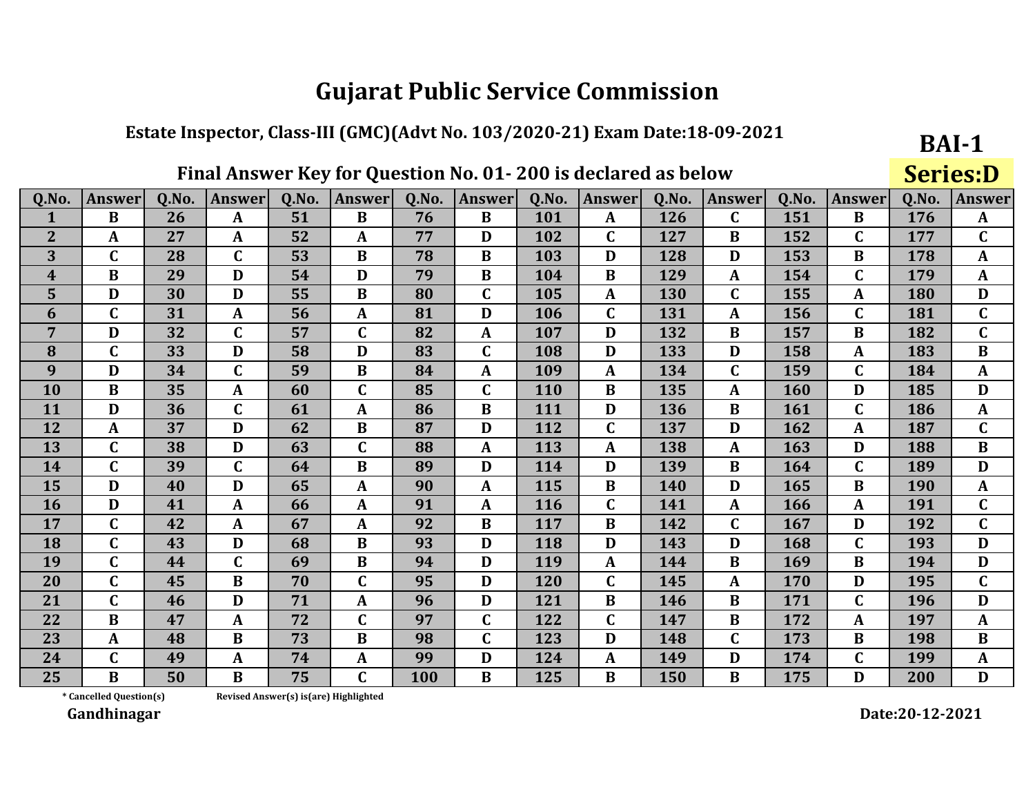# Gujarat Public Service Commission

## Estate Inspector, Class-III (GMC)(Advt No. 103/2020-21) Exam Date:18-09-2021

**BAI-1**

**Series:D**

### Final Answer Key for Question No. 01- 200 is declared as below

| Q.No. | Answer | Q.No. | Answer | Q.No. | Answer | Q.No. | Answer | Q.No. | Answer | Q.No. | Answer | Q.No. | Answer | Q.No. | Answer |
|---|---|---|---|---|---|---|---|---|---|---|---|---|---|---|---|
| 1 | B | 26 | A | 51 | B | 76 | B | 101 | A | 126 | C | 151 | B | 176 | A |
| 2 | A | 27 | A | 52 | A | 77 | D | 102 | C | 127 | B | 152 | C | 177 | C |
| 3 | C | 28 | C | 53 | B | 78 | B | 103 | D | 128 | D | 153 | B | 178 | A |
| 4 | B | 29 | D | 54 | D | 79 | B | 104 | B | 129 | A | 154 | C | 179 | A |
| 5 | D | 30 | D | 55 | B | 80 | C | 105 | A | 130 | C | 155 | A | 180 | D |
| 6 | C | 31 | A | 56 | A | 81 | D | 106 | C | 131 | A | 156 | C | 181 | C |
| 7 | D | 32 | C | 57 | C | 82 | A | 107 | D | 132 | B | 157 | B | 182 | C |
| 8 | C | 33 | D | 58 | D | 83 | C | 108 | D | 133 | D | 158 | A | 183 | B |
| 9 | D | 34 | C | 59 | B | 84 | A | 109 | A | 134 | C | 159 | C | 184 | A |
| 10 | B | 35 | A | 60 | C | 85 | C | 110 | B | 135 | A | 160 | D | 185 | D |
| 11 | D | 36 | C | 61 | A | 86 | B | 111 | D | 136 | B | 161 | C | 186 | A |
| 12 | A | 37 | D | 62 | B | 87 | D | 112 | C | 137 | D | 162 | A | 187 | C |
| 13 | C | 38 | D | 63 | C | 88 | A | 113 | A | 138 | A | 163 | D | 188 | B |
| 14 | C | 39 | C | 64 | B | 89 | D | 114 | D | 139 | B | 164 | C | 189 | D |
| 15 | D | 40 | D | 65 | A | 90 | A | 115 | B | 140 | D | 165 | B | 190 | A |
| 16 | D | 41 | A | 66 | A | 91 | A | 116 | C | 141 | A | 166 | A | 191 | C |
| 17 | C | 42 | A | 67 | A | 92 | B | 117 | B | 142 | C | 167 | D | 192 | C |
| 18 | C | 43 | D | 68 | B | 93 | D | 118 | D | 143 | D | 168 | C | 193 | D |
| 19 | C | 44 | C | 69 | B | 94 | D | 119 | A | 144 | B | 169 | B | 194 | D |
| 20 | C | 45 | B | 70 | C | 95 | D | 120 | C | 145 | A | 170 | D | 195 | C |
| 21 | C | 46 | D | 71 | A | 96 | D | 121 | B | 146 | B | 171 | C | 196 | D |
| 22 | B | 47 | A | 72 | C | 97 | C | 122 | C | 147 | B | 172 | A | 197 | A |
| 23 | A | 48 | B | 73 | B | 98 | C | 123 | D | 148 | C | 173 | B | 198 | B |
| 24 | C | 49 | A | 74 | A | 99 | D | 124 | A | 149 | D | 174 | C | 199 | A |
| 25 | B | 50 | B | 75 | C | 100 | B | 125 | B | 150 | B | 175 | D | 200 | D |

\* Cancelled Question(s)    Revised Answer(s) is(are) Highlighted

**Gandhinagar**

**Date:20-12-2021**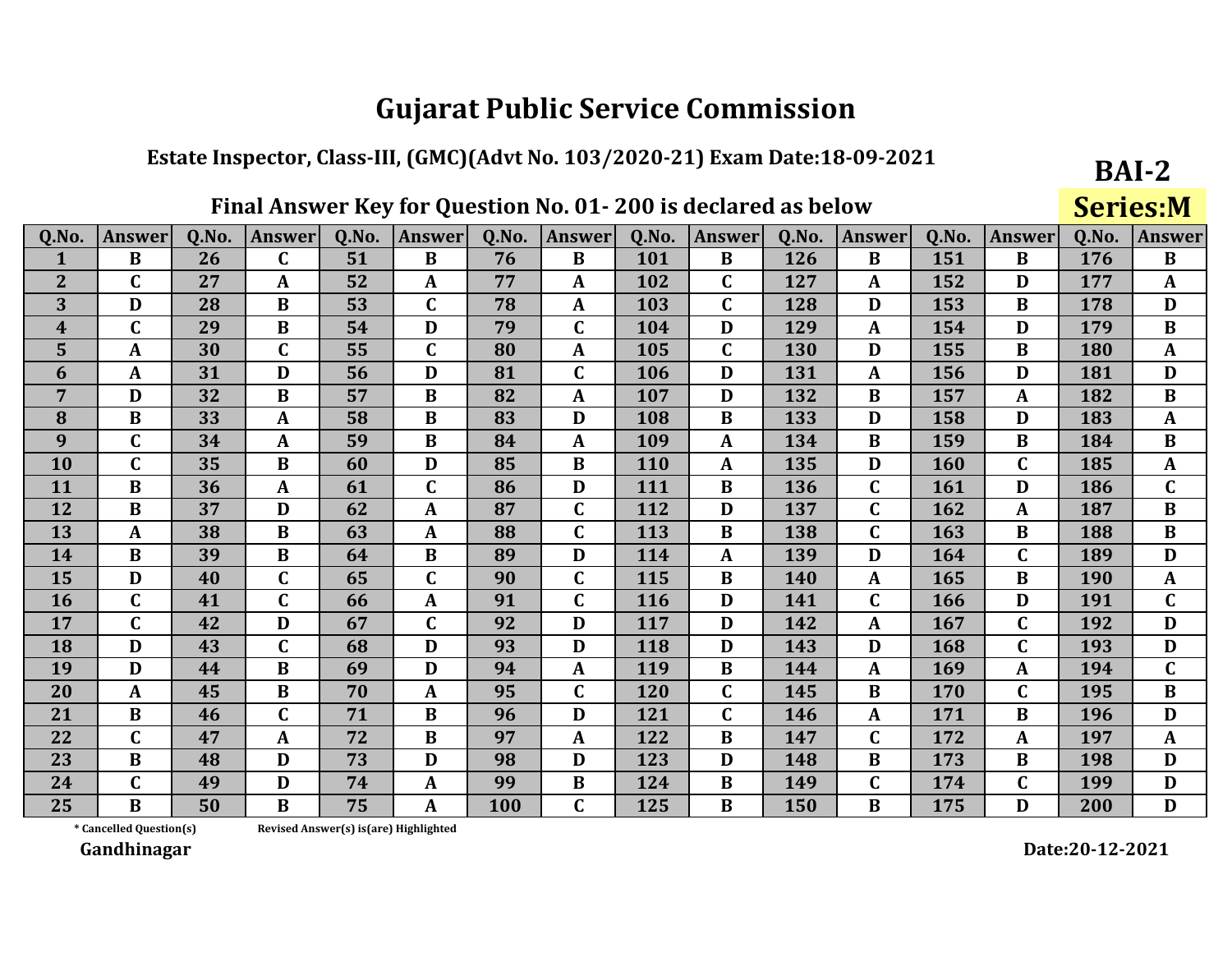# Gujarat Public Service Commission

## Estate Inspector, Class-III, (GMC)(Advt No. 103/2020-21) Exam Date:18-09-2021

**BAI-2**

**Series:M**

### Final Answer Key for Question No. 01- 200 is declared as below

| Q.No. | Answer | Q.No. | Answer | Q.No. | Answer | Q.No. | Answer | Q.No. | Answer | Q.No. | Answer | Q.No. | Answer | Q.No. | Answer |
|---|---|---|---|---|---|---|---|---|---|---|---|---|---|---|---|
| 1 | B | 26 | C | 51 | B | 76 | B | 101 | B | 126 | B | 151 | B | 176 | B |
| 2 | C | 27 | A | 52 | A | 77 | A | 102 | C | 127 | A | 152 | D | 177 | A |
| 3 | D | 28 | B | 53 | C | 78 | A | 103 | C | 128 | D | 153 | B | 178 | D |
| 4 | C | 29 | B | 54 | D | 79 | C | 104 | D | 129 | A | 154 | D | 179 | B |
| 5 | A | 30 | C | 55 | C | 80 | A | 105 | C | 130 | D | 155 | B | 180 | A |
| 6 | A | 31 | D | 56 | D | 81 | C | 106 | D | 131 | A | 156 | D | 181 | D |
| 7 | D | 32 | B | 57 | B | 82 | A | 107 | D | 132 | B | 157 | A | 182 | B |
| 8 | B | 33 | A | 58 | B | 83 | D | 108 | B | 133 | D | 158 | D | 183 | A |
| 9 | C | 34 | A | 59 | B | 84 | A | 109 | A | 134 | B | 159 | B | 184 | B |
| 10 | C | 35 | B | 60 | D | 85 | B | 110 | A | 135 | D | 160 | C | 185 | A |
| 11 | B | 36 | A | 61 | C | 86 | D | 111 | B | 136 | C | 161 | D | 186 | C |
| 12 | B | 37 | D | 62 | A | 87 | C | 112 | D | 137 | C | 162 | A | 187 | B |
| 13 | A | 38 | B | 63 | A | 88 | C | 113 | B | 138 | C | 163 | B | 188 | B |
| 14 | B | 39 | B | 64 | B | 89 | D | 114 | A | 139 | D | 164 | C | 189 | D |
| 15 | D | 40 | C | 65 | C | 90 | C | 115 | B | 140 | A | 165 | B | 190 | A |
| 16 | C | 41 | C | 66 | A | 91 | C | 116 | D | 141 | C | 166 | D | 191 | C |
| 17 | C | 42 | D | 67 | C | 92 | D | 117 | D | 142 | A | 167 | C | 192 | D |
| 18 | D | 43 | C | 68 | D | 93 | D | 118 | D | 143 | D | 168 | C | 193 | D |
| 19 | D | 44 | B | 69 | D | 94 | A | 119 | B | 144 | A | 169 | A | 194 | C |
| 20 | A | 45 | B | 70 | A | 95 | C | 120 | C | 145 | B | 170 | C | 195 | B |
| 21 | B | 46 | C | 71 | B | 96 | D | 121 | C | 146 | A | 171 | B | 196 | D |
| 22 | C | 47 | A | 72 | B | 97 | A | 122 | B | 147 | C | 172 | A | 197 | A |
| 23 | B | 48 | D | 73 | D | 98 | D | 123 | D | 148 | B | 173 | B | 198 | D |
| 24 | C | 49 | D | 74 | A | 99 | B | 124 | B | 149 | C | 174 | C | 199 | D |
| 25 | B | 50 | B | 75 | A | 100 | C | 125 | B | 150 | B | 175 | D | 200 | D |

\* Cancelled Question(s) Revised Answer(s) is(are) Highlighted

**Gandhinagar**

**Date:20-12-2021**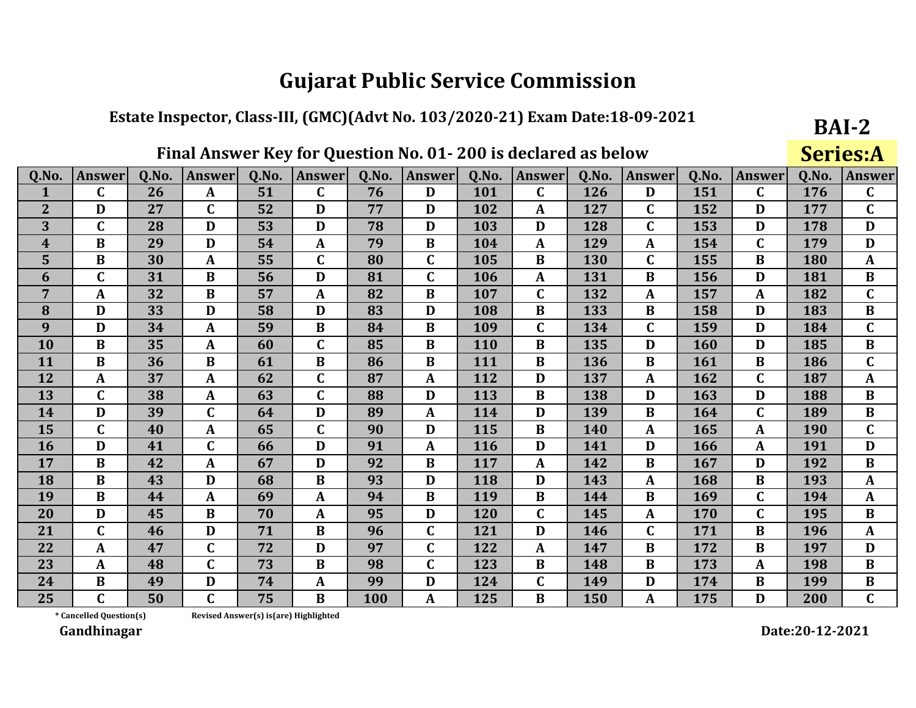# Gujarat Public Service Commission

## Estate Inspector, Class-III, (GMC)(Advt No. 103/2020-21) Exam Date:18-09-2021

**BAI-2**

**Series:A**

### Final Answer Key for Question No. 01- 200 is declared as below

| Q.No. | Answer | Q.No. | Answer | Q.No. | Answer | Q.No. | Answer | Q.No. | Answer | Q.No. | Answer | Q.No. | Answer | Q.No. | Answer |
|---|---|---|---|---|---|---|---|---|---|---|---|---|---|---|---|
| 1 | C | 26 | A | 51 | C | 76 | D | 101 | C | 126 | D | 151 | C | 176 | C |
| 2 | D | 27 | C | 52 | D | 77 | D | 102 | A | 127 | C | 152 | D | 177 | C |
| 3 | C | 28 | D | 53 | D | 78 | D | 103 | D | 128 | C | 153 | D | 178 | D |
| 4 | B | 29 | D | 54 | A | 79 | B | 104 | A | 129 | A | 154 | C | 179 | D |
| 5 | B | 30 | A | 55 | C | 80 | C | 105 | B | 130 | C | 155 | B | 180 | A |
| 6 | C | 31 | B | 56 | D | 81 | C | 106 | A | 131 | B | 156 | D | 181 | B |
| 7 | A | 32 | B | 57 | A | 82 | B | 107 | C | 132 | A | 157 | A | 182 | C |
| 8 | D | 33 | D | 58 | D | 83 | D | 108 | B | 133 | B | 158 | D | 183 | B |
| 9 | D | 34 | A | 59 | B | 84 | B | 109 | C | 134 | C | 159 | D | 184 | C |
| 10 | B | 35 | A | 60 | C | 85 | B | 110 | B | 135 | D | 160 | D | 185 | B |
| 11 | B | 36 | B | 61 | B | 86 | B | 111 | B | 136 | B | 161 | B | 186 | C |
| 12 | A | 37 | A | 62 | C | 87 | A | 112 | D | 137 | A | 162 | C | 187 | A |
| 13 | C | 38 | A | 63 | C | 88 | D | 113 | B | 138 | D | 163 | D | 188 | B |
| 14 | D | 39 | C | 64 | D | 89 | A | 114 | D | 139 | B | 164 | C | 189 | B |
| 15 | C | 40 | A | 65 | C | 90 | D | 115 | B | 140 | A | 165 | A | 190 | C |
| 16 | D | 41 | C | 66 | D | 91 | A | 116 | D | 141 | D | 166 | A | 191 | D |
| 17 | B | 42 | A | 67 | D | 92 | B | 117 | A | 142 | B | 167 | D | 192 | B |
| 18 | B | 43 | D | 68 | B | 93 | D | 118 | D | 143 | A | 168 | B | 193 | A |
| 19 | B | 44 | A | 69 | A | 94 | B | 119 | B | 144 | B | 169 | C | 194 | A |
| 20 | D | 45 | B | 70 | A | 95 | D | 120 | C | 145 | A | 170 | C | 195 | B |
| 21 | C | 46 | D | 71 | B | 96 | C | 121 | D | 146 | C | 171 | B | 196 | A |
| 22 | A | 47 | C | 72 | D | 97 | C | 122 | A | 147 | B | 172 | B | 197 | D |
| 23 | A | 48 | C | 73 | B | 98 | C | 123 | B | 148 | B | 173 | A | 198 | B |
| 24 | B | 49 | D | 74 | A | 99 | D | 124 | C | 149 | D | 174 | B | 199 | B |
| 25 | C | 50 | C | 75 | B | 100 | A | 125 | B | 150 | A | 175 | D | 200 | C |

\* Cancelled Question(s)    Revised Answer(s) is(are) Highlighted

**Gandhinagar**

**Date:20-12-2021**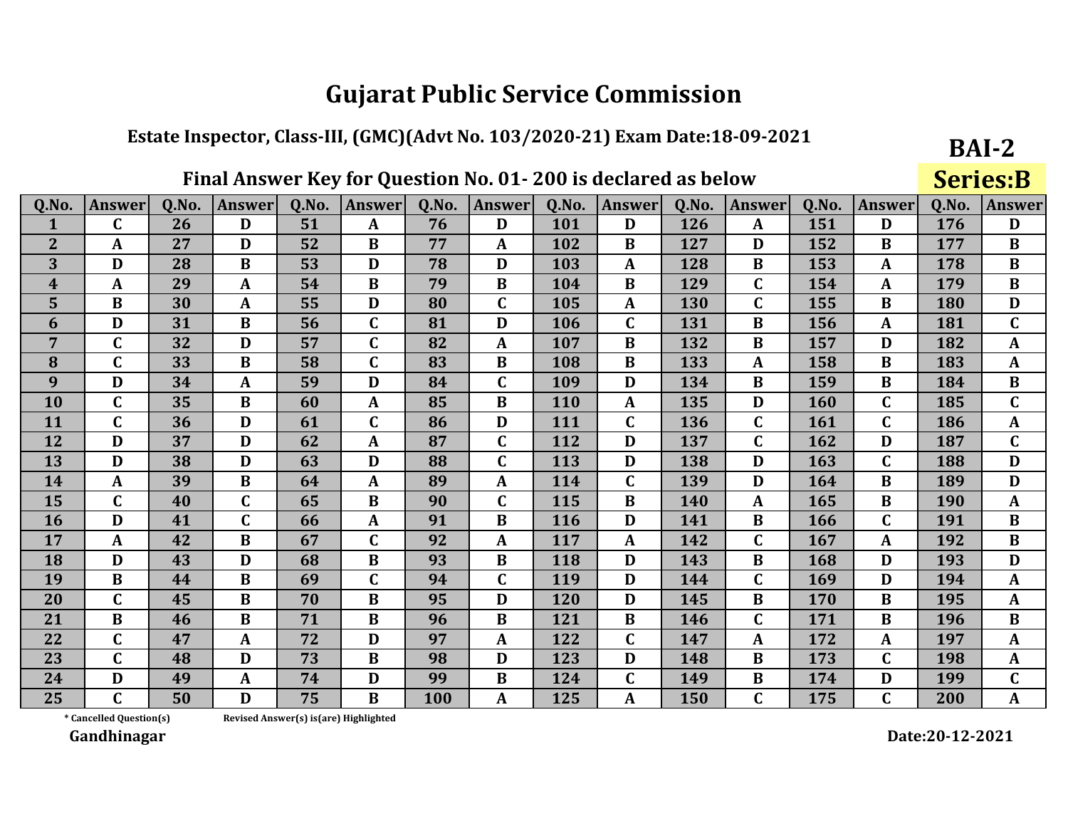# Gujarat Public Service Commission

## Estate Inspector, Class-III, (GMC)(Advt No. 103/2020-21) Exam Date:18-09-2021

**BAI-2**

### Final Answer Key for Question No. 01- 200 is declared as below

**Series:B**

| Q.No. | Answer | Q.No. | Answer | Q.No. | Answer | Q.No. | Answer | Q.No. | Answer | Q.No. | Answer | Q.No. | Answer | Q.No. | Answer |
|---|---|---|---|---|---|---|---|---|---|---|---|---|---|---|---|
| 1 | C | 26 | D | 51 | A | 76 | D | 101 | D | 126 | A | 151 | D | 176 | D |
| 2 | A | 27 | D | 52 | B | 77 | A | 102 | B | 127 | D | 152 | B | 177 | B |
| 3 | D | 28 | B | 53 | D | 78 | D | 103 | A | 128 | B | 153 | A | 178 | B |
| 4 | A | 29 | A | 54 | B | 79 | B | 104 | B | 129 | C | 154 | A | 179 | B |
| 5 | B | 30 | A | 55 | D | 80 | C | 105 | A | 130 | C | 155 | B | 180 | D |
| 6 | D | 31 | B | 56 | C | 81 | D | 106 | C | 131 | B | 156 | A | 181 | C |
| 7 | C | 32 | D | 57 | C | 82 | A | 107 | B | 132 | B | 157 | D | 182 | A |
| 8 | C | 33 | B | 58 | C | 83 | B | 108 | B | 133 | A | 158 | B | 183 | A |
| 9 | D | 34 | A | 59 | D | 84 | C | 109 | D | 134 | B | 159 | B | 184 | B |
| 10 | C | 35 | B | 60 | A | 85 | B | 110 | A | 135 | D | 160 | C | 185 | C |
| 11 | C | 36 | D | 61 | C | 86 | D | 111 | C | 136 | C | 161 | C | 186 | A |
| 12 | D | 37 | D | 62 | A | 87 | C | 112 | D | 137 | C | 162 | D | 187 | C |
| 13 | D | 38 | D | 63 | D | 88 | C | 113 | D | 138 | D | 163 | C | 188 | D |
| 14 | A | 39 | B | 64 | A | 89 | A | 114 | C | 139 | D | 164 | B | 189 | D |
| 15 | C | 40 | C | 65 | B | 90 | C | 115 | B | 140 | A | 165 | B | 190 | A |
| 16 | D | 41 | C | 66 | A | 91 | B | 116 | D | 141 | B | 166 | C | 191 | B |
| 17 | A | 42 | B | 67 | C | 92 | A | 117 | A | 142 | C | 167 | A | 192 | B |
| 18 | D | 43 | D | 68 | B | 93 | B | 118 | D | 143 | B | 168 | D | 193 | D |
| 19 | B | 44 | B | 69 | C | 94 | C | 119 | D | 144 | C | 169 | D | 194 | A |
| 20 | C | 45 | B | 70 | B | 95 | D | 120 | D | 145 | B | 170 | B | 195 | A |
| 21 | B | 46 | B | 71 | B | 96 | B | 121 | B | 146 | C | 171 | B | 196 | B |
| 22 | C | 47 | A | 72 | D | 97 | A | 122 | C | 147 | A | 172 | A | 197 | A |
| 23 | C | 48 | D | 73 | B | 98 | D | 123 | D | 148 | B | 173 | C | 198 | A |
| 24 | D | 49 | A | 74 | D | 99 | B | 124 | C | 149 | B | 174 | D | 199 | C |
| 25 | C | 50 | D | 75 | B | 100 | A | 125 | A | 150 | C | 175 | C | 200 | A |

\* Cancelled Question(s)    Revised Answer(s) is(are) Highlighted

**Gandhinagar**

**Date:20-12-2021**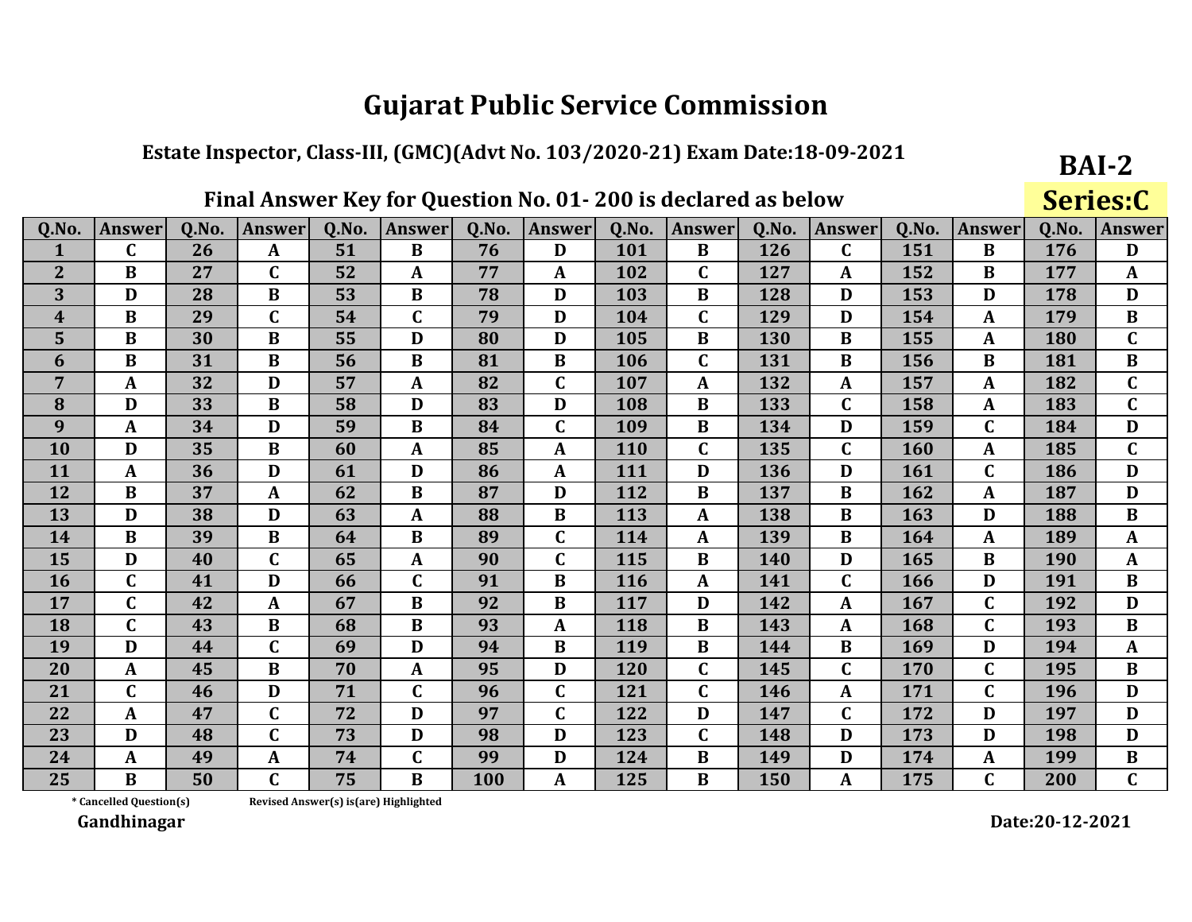# Gujarat Public Service Commission

**Estate Inspector, Class-III, (GMC)(Advt No. 103/2020-21) Exam Date:18-09-2021**

**BAI-2**

**Series:C**

## Final Answer Key for Question No. 01- 200 is declared as below

| Q.No. | Answer | Q.No. | Answer | Q.No. | Answer | Q.No. | Answer | Q.No. | Answer | Q.No. | Answer | Q.No. | Answer | Q.No. | Answer |
|---|---|---|---|---|---|---|---|---|---|---|---|---|---|---|---|
| 1 | C | 26 | A | 51 | B | 76 | D | 101 | B | 126 | C | 151 | B | 176 | D |
| 2 | B | 27 | C | 52 | A | 77 | A | 102 | C | 127 | A | 152 | B | 177 | A |
| 3 | D | 28 | B | 53 | B | 78 | D | 103 | B | 128 | D | 153 | D | 178 | D |
| 4 | B | 29 | C | 54 | C | 79 | D | 104 | C | 129 | D | 154 | A | 179 | B |
| 5 | B | 30 | B | 55 | D | 80 | D | 105 | B | 130 | B | 155 | A | 180 | C |
| 6 | B | 31 | B | 56 | B | 81 | B | 106 | C | 131 | B | 156 | B | 181 | B |
| 7 | A | 32 | D | 57 | A | 82 | C | 107 | A | 132 | A | 157 | A | 182 | C |
| 8 | D | 33 | B | 58 | D | 83 | D | 108 | B | 133 | C | 158 | A | 183 | C |
| 9 | A | 34 | D | 59 | B | 84 | C | 109 | B | 134 | D | 159 | C | 184 | D |
| 10 | D | 35 | B | 60 | A | 85 | A | 110 | C | 135 | C | 160 | A | 185 | C |
| 11 | A | 36 | D | 61 | D | 86 | A | 111 | D | 136 | D | 161 | C | 186 | D |
| 12 | B | 37 | A | 62 | B | 87 | D | 112 | B | 137 | B | 162 | A | 187 | D |
| 13 | D | 38 | D | 63 | A | 88 | B | 113 | A | 138 | B | 163 | D | 188 | B |
| 14 | B | 39 | B | 64 | B | 89 | C | 114 | A | 139 | B | 164 | A | 189 | A |
| 15 | D | 40 | C | 65 | A | 90 | C | 115 | B | 140 | D | 165 | B | 190 | A |
| 16 | C | 41 | D | 66 | C | 91 | B | 116 | A | 141 | C | 166 | D | 191 | B |
| 17 | C | 42 | A | 67 | B | 92 | B | 117 | D | 142 | A | 167 | C | 192 | D |
| 18 | C | 43 | B | 68 | B | 93 | A | 118 | B | 143 | A | 168 | C | 193 | B |
| 19 | D | 44 | C | 69 | D | 94 | B | 119 | B | 144 | B | 169 | D | 194 | A |
| 20 | A | 45 | B | 70 | A | 95 | D | 120 | C | 145 | C | 170 | C | 195 | B |
| 21 | C | 46 | D | 71 | C | 96 | C | 121 | C | 146 | A | 171 | C | 196 | D |
| 22 | A | 47 | C | 72 | D | 97 | C | 122 | D | 147 | C | 172 | D | 197 | D |
| 23 | D | 48 | C | 73 | D | 98 | D | 123 | C | 148 | D | 173 | D | 198 | D |
| 24 | A | 49 | A | 74 | C | 99 | D | 124 | B | 149 | D | 174 | A | 199 | B |
| 25 | B | 50 | C | 75 | B | 100 | A | 125 | B | 150 | A | 175 | C | 200 | C |

\* Cancelled Question(s)  Revised Answer(s) is(are) Highlighted

**Gandhinagar**

**Date:20-12-2021**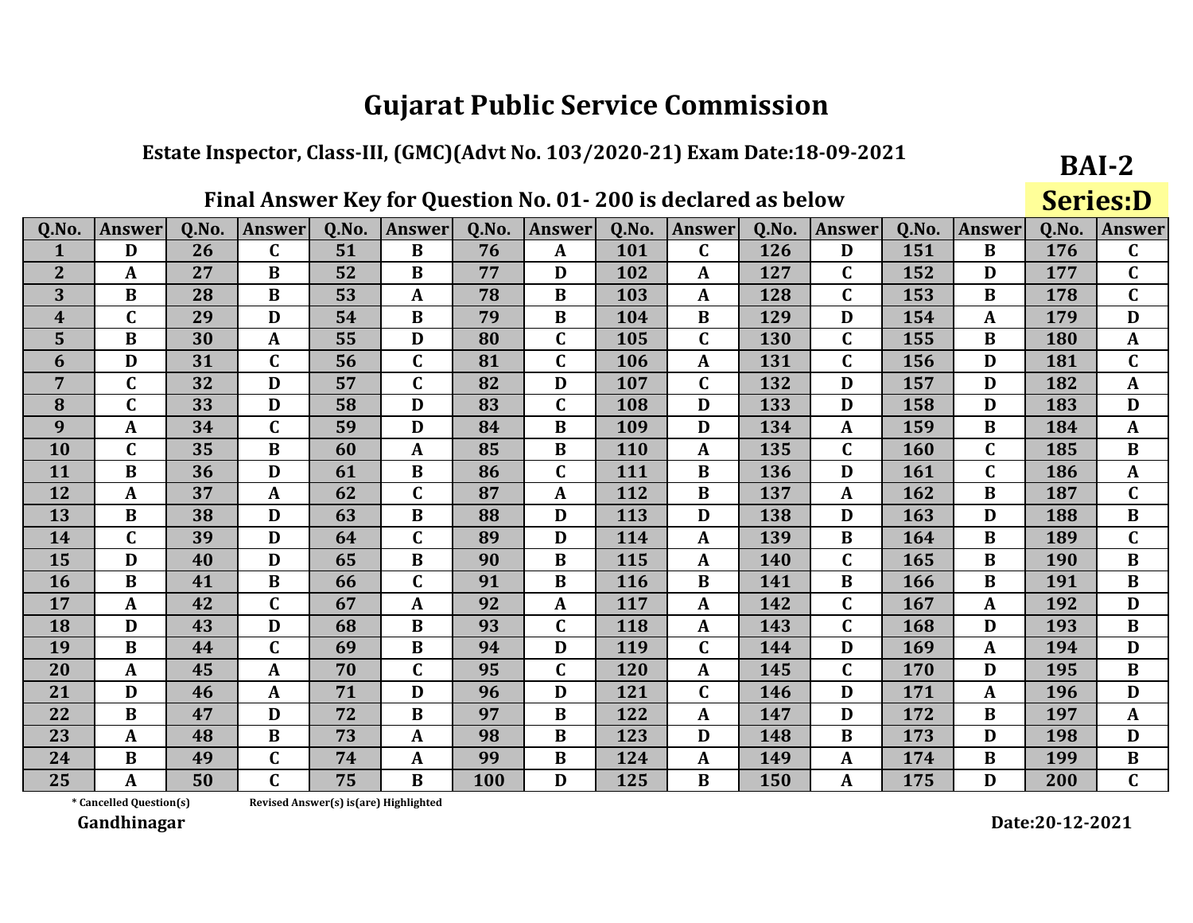# Gujarat Public Service Commission

### Estate Inspector, Class-III, (GMC)(Advt No. 103/2020-21) Exam Date:18-09-2021

**BAI-2**

### Final Answer Key for Question No. 01- 200 is declared as below

**Series:D**

| Q.No. | Answer | Q.No. | Answer | Q.No. | Answer | Q.No. | Answer | Q.No. | Answer | Q.No. | Answer | Q.No. | Answer | Q.No. | Answer |
|---|---|---|---|---|---|---|---|---|---|---|---|---|---|---|---|
| 1 | D | 26 | C | 51 | B | 76 | A | 101 | C | 126 | D | 151 | B | 176 | C |
| 2 | A | 27 | B | 52 | B | 77 | D | 102 | A | 127 | C | 152 | D | 177 | C |
| 3 | B | 28 | B | 53 | A | 78 | B | 103 | A | 128 | C | 153 | B | 178 | C |
| 4 | C | 29 | D | 54 | B | 79 | B | 104 | B | 129 | D | 154 | A | 179 | D |
| 5 | B | 30 | A | 55 | D | 80 | C | 105 | C | 130 | C | 155 | B | 180 | A |
| 6 | D | 31 | C | 56 | C | 81 | C | 106 | A | 131 | C | 156 | D | 181 | C |
| 7 | C | 32 | D | 57 | C | 82 | D | 107 | C | 132 | D | 157 | D | 182 | A |
| 8 | C | 33 | D | 58 | D | 83 | C | 108 | D | 133 | D | 158 | D | 183 | D |
| 9 | A | 34 | C | 59 | D | 84 | B | 109 | D | 134 | A | 159 | B | 184 | A |
| 10 | C | 35 | B | 60 | A | 85 | B | 110 | A | 135 | C | 160 | C | 185 | B |
| 11 | B | 36 | D | 61 | B | 86 | C | 111 | B | 136 | D | 161 | C | 186 | A |
| 12 | A | 37 | A | 62 | C | 87 | A | 112 | B | 137 | A | 162 | B | 187 | C |
| 13 | B | 38 | D | 63 | B | 88 | D | 113 | D | 138 | D | 163 | D | 188 | B |
| 14 | C | 39 | D | 64 | C | 89 | D | 114 | A | 139 | B | 164 | B | 189 | C |
| 15 | D | 40 | D | 65 | B | 90 | B | 115 | A | 140 | C | 165 | B | 190 | B |
| 16 | B | 41 | B | 66 | C | 91 | B | 116 | B | 141 | B | 166 | B | 191 | B |
| 17 | A | 42 | C | 67 | A | 92 | A | 117 | A | 142 | C | 167 | A | 192 | D |
| 18 | D | 43 | D | 68 | B | 93 | C | 118 | A | 143 | C | 168 | D | 193 | B |
| 19 | B | 44 | C | 69 | B | 94 | D | 119 | C | 144 | D | 169 | A | 194 | D |
| 20 | A | 45 | A | 70 | C | 95 | C | 120 | A | 145 | C | 170 | D | 195 | B |
| 21 | D | 46 | A | 71 | D | 96 | D | 121 | C | 146 | D | 171 | A | 196 | D |
| 22 | B | 47 | D | 72 | B | 97 | B | 122 | A | 147 | D | 172 | B | 197 | A |
| 23 | A | 48 | B | 73 | A | 98 | B | 123 | D | 148 | B | 173 | D | 198 | D |
| 24 | B | 49 | C | 74 | A | 99 | B | 124 | A | 149 | A | 174 | B | 199 | B |
| 25 | A | 50 | C | 75 | B | 100 | D | 125 | B | 150 | A | 175 | D | 200 | C |

* Cancelled Question(s)    Revised Answer(s) is(are) Highlighted

**Gandhinagar**

**Date:20-12-2021**